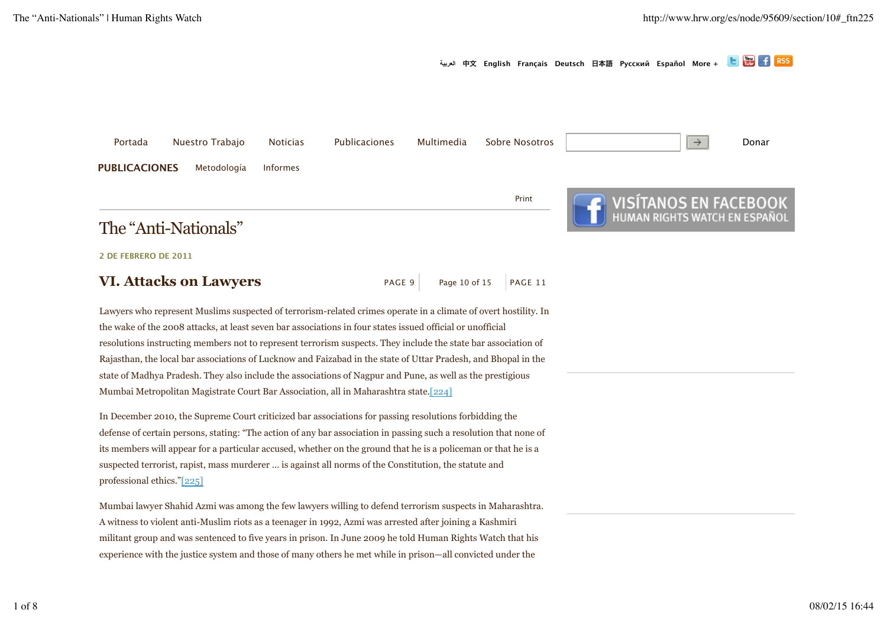# The "Anti-Nationals"

2 DE FEBRERO DE 2011

## VI. Attacks on Lawyers

Lawyers who represent Muslims suspected of terrorism-related crimes operate in a climate of overt hostility. In the wake of the 2008 attacks, at least seven bar associations in four states issued official or unofficial resolutions instructing members not to represent terrorism suspects. They include the state bar association of Rajasthan, the local bar associations of Lucknow and Faizabad in the state of Uttar Pradesh, and Bhopal in the state of Madhya Pradesh. They also include the associations of Nagpur and Pune, as well as the prestigious Mumbai Metropolitan Magistrate Court Bar Association, all in Maharashtra state.[224]

In December 2010, the Supreme Court criticized bar associations for passing resolutions forbidding the defense of certain persons, stating: "The action of any bar association in passing such a resolution that none of its members will appear for a particular accused, whether on the ground that he is a policeman or that he is a suspected terrorist, rapist, mass murderer ... is against all norms of the Constitution, the statute and professional ethics."[225]

Mumbai lawyer Shahid Azmi was among the few lawyers willing to defend terrorism suspects in Maharashtra. A witness to violent anti-Muslim riots as a teenager in 1992, Azmi was arrested after joining a Kashmiri militant group and was sentenced to five years in prison. In June 2009 he told Human Rights Watch that his experience with the justice system and those of many others he met while in prison—all convicted under the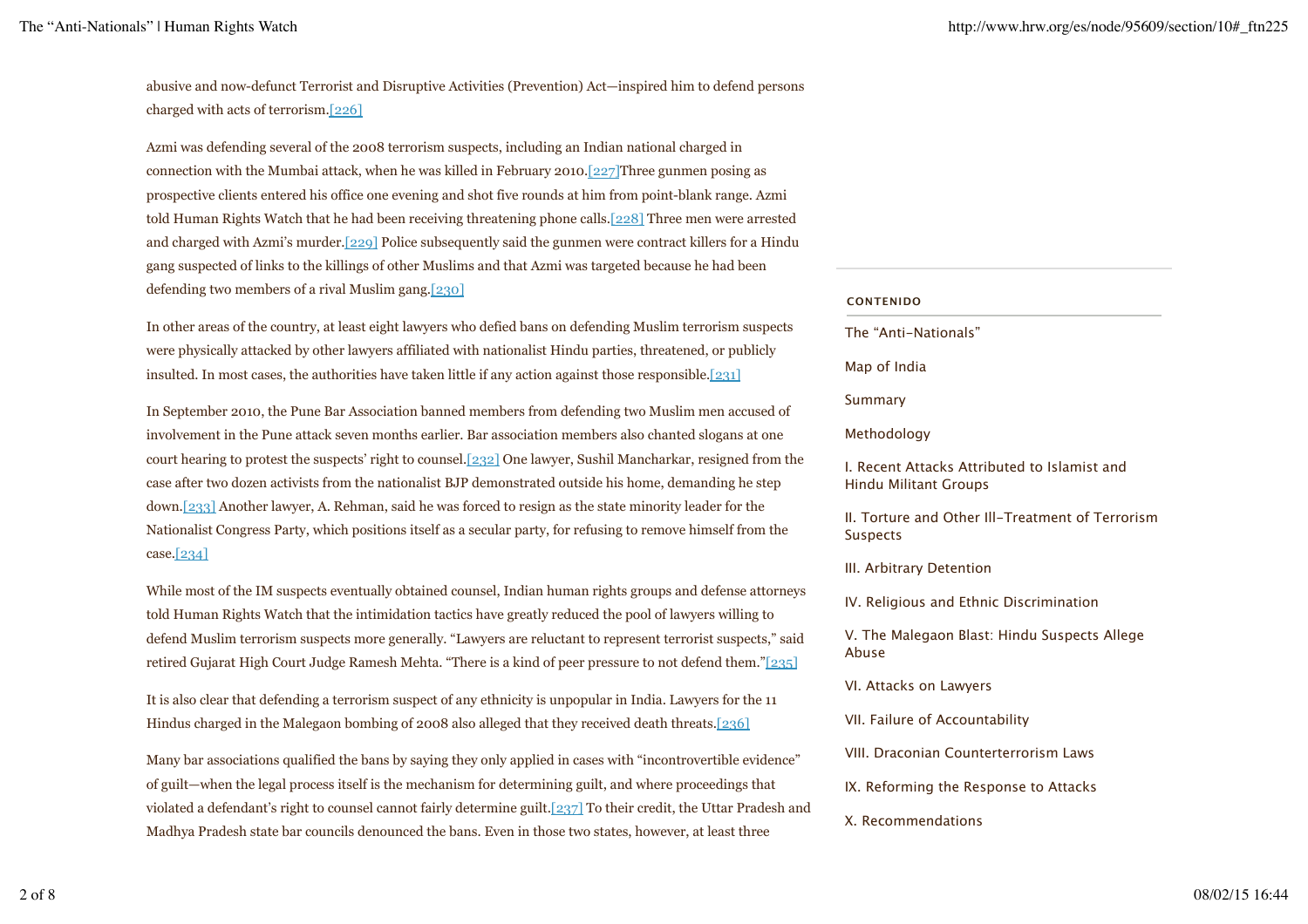abusive and now-defunct Terrorist and Disruptive Activities (Prevention) Act—inspired him to defend persons charged with acts of terrorism.[226]

Azmi was defending several of the 2008 terrorism suspects, including an Indian national charged in connection with the Mumbai attack, when he was killed in February 2010.[227]Three gunmen posing as prospective clients entered his office one evening and shot five rounds at him from point-blank range. Azmi told Human Rights Watch that he had been receiving threatening phone calls.[228] Three men were arrested and charged with Azmi's murder.[229] Police subsequently said the gunmen were contract killers for a Hindu gang suspected of links to the killings of other Muslims and that Azmi was targeted because he had been defending two members of a rival Muslim gang.[230]

In other areas of the country, at least eight lawyers who defied bans on defending Muslim terrorism suspects were physically attacked by other lawyers affiliated with nationalist Hindu parties, threatened, or publicly insulted. In most cases, the authorities have taken little if any action against those responsible.[231]

In September 2010, the Pune Bar Association banned members from defending two Muslim men accused of involvement in the Pune attack seven months earlier. Bar association members also chanted slogans at one court hearing to protest the suspects' right to counsel.[232] One lawyer, Sushil Mancharkar, resigned from the case after two dozen activists from the nationalist BJP demonstrated outside his home, demanding he step down.[233] Another lawyer, A. Rehman, said he was forced to resign as the state minority leader for the Nationalist Congress Party, which positions itself as a secular party, for refusing to remove himself from the case.[234]

While most of the IM suspects eventually obtained counsel, Indian human rights groups and defense attorneys told Human Rights Watch that the intimidation tactics have greatly reduced the pool of lawyers willing to defend Muslim terrorism suspects more generally. "Lawyers are reluctant to represent terrorist suspects," said retired Gujarat High Court Judge Ramesh Mehta. "There is a kind of peer pressure to not defend them."[235]

It is also clear that defending a terrorism suspect of any ethnicity is unpopular in India. Lawyers for the 11 Hindus charged in the Malegaon bombing of 2008 also alleged that they received death threats.[236]

Many bar associations qualified the bans by saying they only applied in cases with "incontrovertible evidence" of guilt—when the legal process itself is the mechanism for determining guilt, and where proceedings that violated a defendant's right to counsel cannot fairly determine guilt.[237] To their credit, the Uttar Pradesh and Madhya Pradesh state bar councils denounced the bans. Even in those two states, however, at least three

**CONTENIDO**

- The "Anti-Nationals"
- Map of India
- Summary
- Methodology
- I. Recent Attacks Attributed to Islamist and Hindu Militant Groups
- II. Torture and Other Ill-Treatment of Terrorism Suspects
- III. Arbitrary Detention
- IV. Religious and Ethnic Discrimination
- V. The Malegaon Blast: Hindu Suspects Allege Abuse
- VI. Attacks on Lawyers
- VII. Failure of Accountability
- VIII. Draconian Counterterrorism Laws
- IX. Reforming the Response to Attacks
- X. Recommendations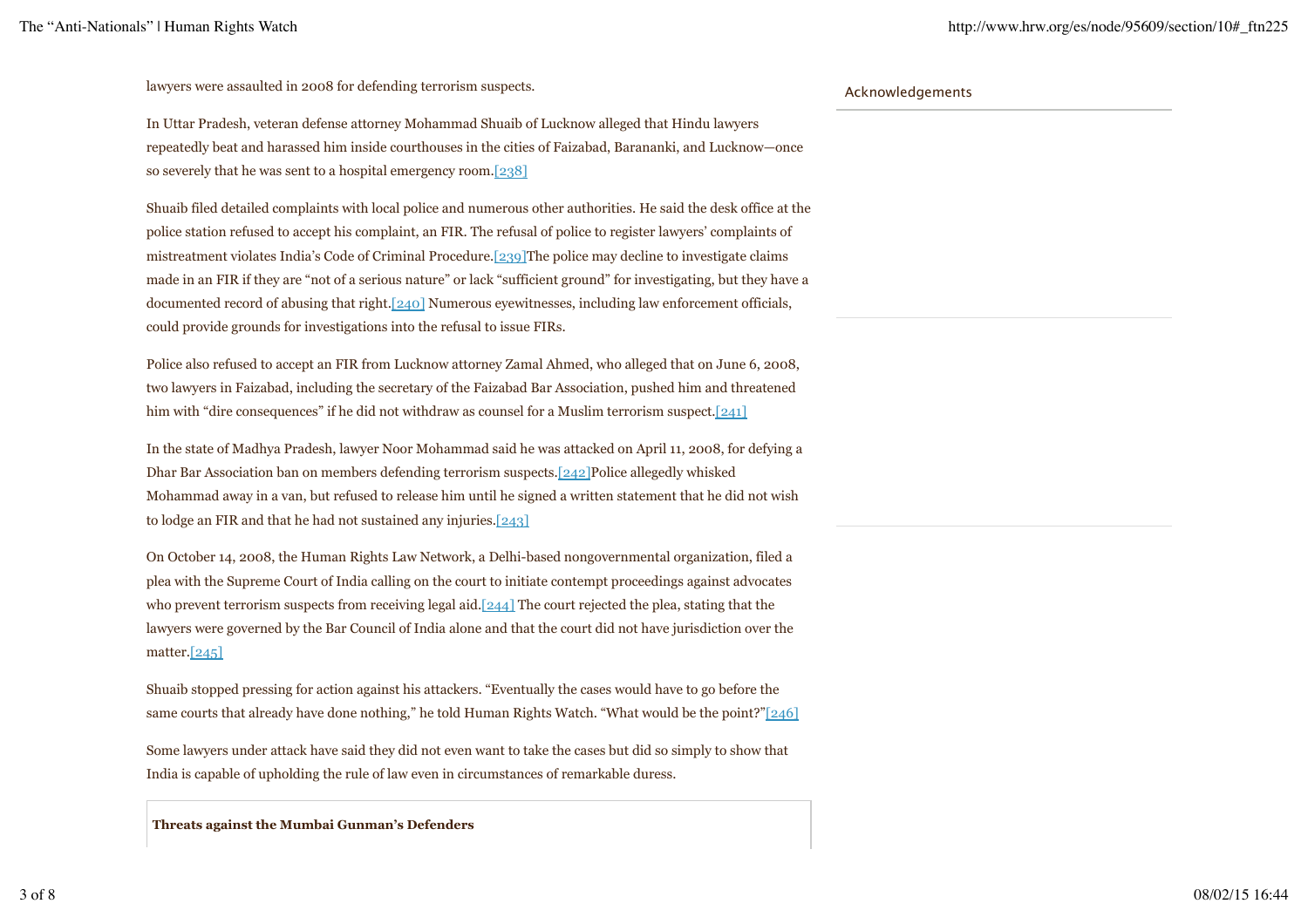lawyers were assaulted in 2008 for defending terrorism suspects.

In Uttar Pradesh, veteran defense attorney Mohammad Shuaib of Lucknow alleged that Hindu lawyers repeatedly beat and harassed him inside courthouses in the cities of Faizabad, Barananki, and Lucknow—once so severely that he was sent to a hospital emergency room.[238]

Shuaib filed detailed complaints with local police and numerous other authorities. He said the desk office at the police station refused to accept his complaint, an FIR. The refusal of police to register lawyers' complaints of mistreatment violates India's Code of Criminal Procedure.[239]The police may decline to investigate claims made in an FIR if they are "not of a serious nature" or lack "sufficient ground" for investigating, but they have a documented record of abusing that right.[240] Numerous eyewitnesses, including law enforcement officials, could provide grounds for investigations into the refusal to issue FIRs.

Police also refused to accept an FIR from Lucknow attorney Zamal Ahmed, who alleged that on June 6, 2008, two lawyers in Faizabad, including the secretary of the Faizabad Bar Association, pushed him and threatened him with "dire consequences" if he did not withdraw as counsel for a Muslim terrorism suspect.[241]

In the state of Madhya Pradesh, lawyer Noor Mohammad said he was attacked on April 11, 2008, for defying a Dhar Bar Association ban on members defending terrorism suspects.[242]Police allegedly whisked Mohammad away in a van, but refused to release him until he signed a written statement that he did not wish to lodge an FIR and that he had not sustained any injuries.[243]

On October 14, 2008, the Human Rights Law Network, a Delhi-based nongovernmental organization, filed a plea with the Supreme Court of India calling on the court to initiate contempt proceedings against advocates who prevent terrorism suspects from receiving legal aid.[244] The court rejected the plea, stating that the lawyers were governed by the Bar Council of India alone and that the court did not have jurisdiction over the matter.[245]

Shuaib stopped pressing for action against his attackers. "Eventually the cases would have to go before the same courts that already have done nothing," he told Human Rights Watch. "What would be the point?"[246]

Some lawyers under attack have said they did not even want to take the cases but did so simply to show that India is capable of upholding the rule of law even in circumstances of remarkable duress.

**Threats against the Mumbai Gunman's Defenders**

Acknowledgements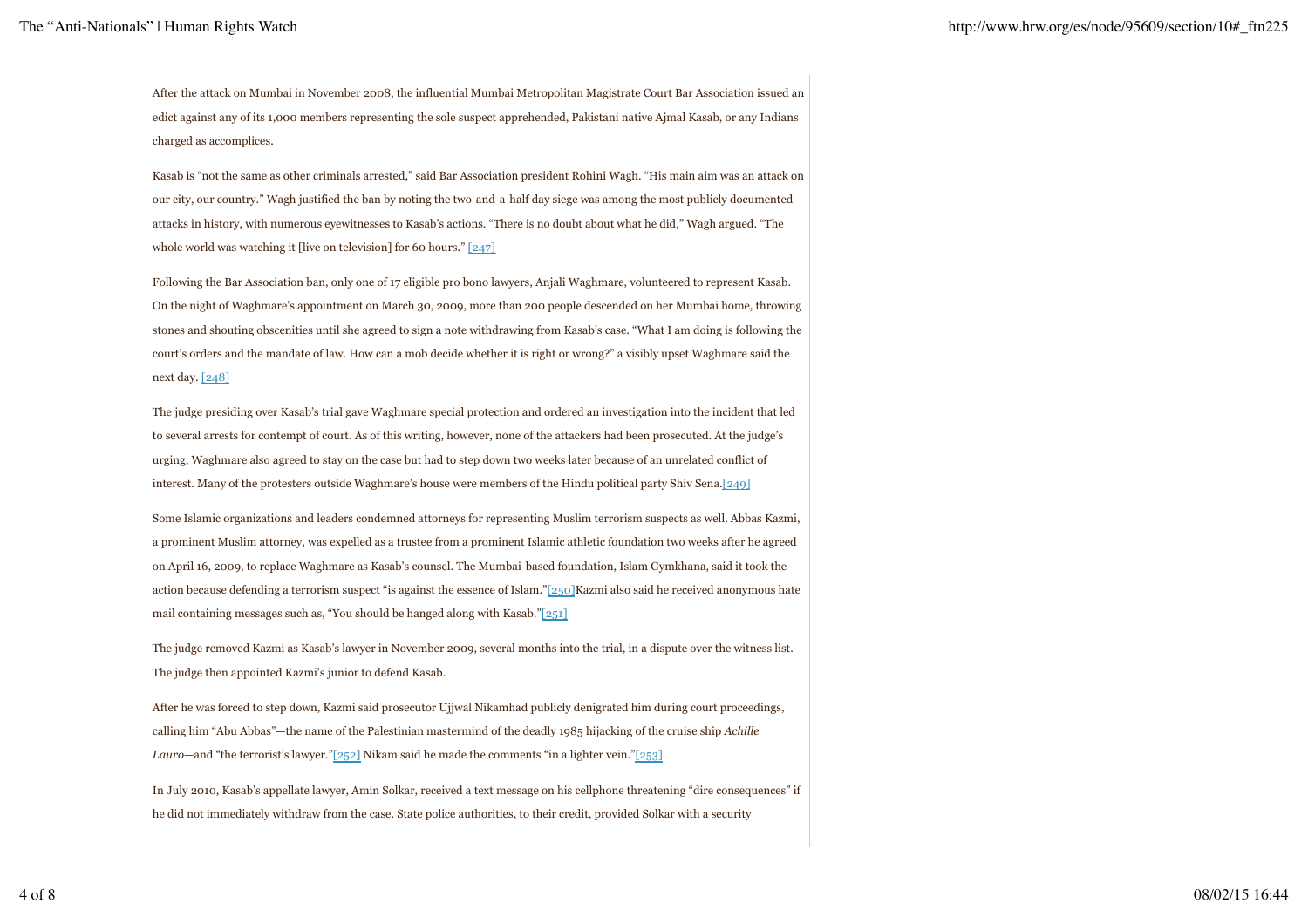After the attack on Mumbai in November 2008, the influential Mumbai Metropolitan Magistrate Court Bar Association issued an edict against any of its 1,000 members representing the sole suspect apprehended, Pakistani native Ajmal Kasab, or any Indians charged as accomplices.

Kasab is "not the same as other criminals arrested," said Bar Association president Rohini Wagh. "His main aim was an attack on our city, our country." Wagh justified the ban by noting the two-and-a-half day siege was among the most publicly documented attacks in history, with numerous eyewitnesses to Kasab's actions. "There is no doubt about what he did," Wagh argued. "The whole world was watching it [live on television] for 60 hours." [247]

Following the Bar Association ban, only one of 17 eligible pro bono lawyers, Anjali Waghmare, volunteered to represent Kasab. On the night of Waghmare's appointment on March 30, 2009, more than 200 people descended on her Mumbai home, throwing stones and shouting obscenities until she agreed to sign a note withdrawing from Kasab's case. "What I am doing is following the court's orders and the mandate of law. How can a mob decide whether it is right or wrong?" a visibly upset Waghmare said the next day. [248]

The judge presiding over Kasab's trial gave Waghmare special protection and ordered an investigation into the incident that led to several arrests for contempt of court. As of this writing, however, none of the attackers had been prosecuted. At the judge's urging, Waghmare also agreed to stay on the case but had to step down two weeks later because of an unrelated conflict of interest. Many of the protesters outside Waghmare's house were members of the Hindu political party Shiv Sena.[249]

Some Islamic organizations and leaders condemned attorneys for representing Muslim terrorism suspects as well. Abbas Kazmi, a prominent Muslim attorney, was expelled as a trustee from a prominent Islamic athletic foundation two weeks after he agreed on April 16, 2009, to replace Waghmare as Kasab's counsel. The Mumbai-based foundation, Islam Gymkhana, said it took the action because defending a terrorism suspect "is against the essence of Islam."[250]Kazmi also said he received anonymous hate mail containing messages such as, "You should be hanged along with Kasab."[251]

The judge removed Kazmi as Kasab's lawyer in November 2009, several months into the trial, in a dispute over the witness list. The judge then appointed Kazmi's junior to defend Kasab.

After he was forced to step down, Kazmi said prosecutor Ujjwal Nikamhad publicly denigrated him during court proceedings, calling him "Abu Abbas"—the name of the Palestinian mastermind of the deadly 1985 hijacking of the cruise ship *Achille Lauro*—and "the terrorist's lawyer."[252] Nikam said he made the comments "in a lighter vein."[253]

In July 2010, Kasab's appellate lawyer, Amin Solkar, received a text message on his cellphone threatening "dire consequences" if he did not immediately withdraw from the case. State police authorities, to their credit, provided Solkar with a security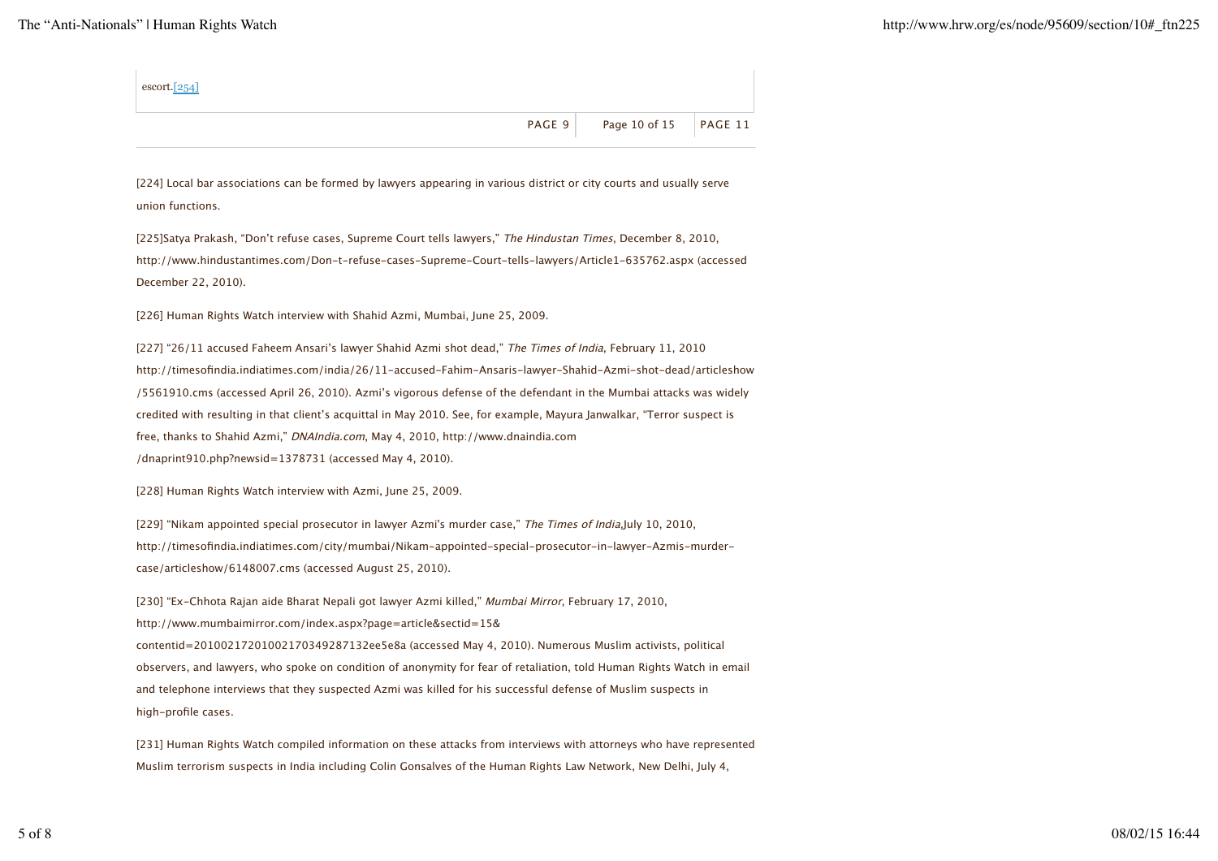escort.[254]

PAGE 9 | Page 10 of 15 | PAGE 11

[224] Local bar associations can be formed by lawyers appearing in various district or city courts and usually serve union functions.

[225]Satya Prakash, "Don't refuse cases, Supreme Court tells lawyers," *The Hindustan Times*, December 8, 2010, http://www.hindustantimes.com/Don-t-refuse-cases-Supreme-Court-tells-lawyers/Article1-635762.aspx (accessed December 22, 2010).

[226] Human Rights Watch interview with Shahid Azmi, Mumbai, June 25, 2009.

[227] "26/11 accused Faheem Ansari's lawyer Shahid Azmi shot dead," *The Times of India*, February 11, 2010 http://timesofindia.indiatimes.com/india/26/11-accused-Fahim-Ansaris-lawyer-Shahid-Azmi-shot-dead/articleshow/5561910.cms (accessed April 26, 2010). Azmi's vigorous defense of the defendant in the Mumbai attacks was widely credited with resulting in that client's acquittal in May 2010. See, for example, Mayura Janwalkar, "Terror suspect is free, thanks to Shahid Azmi," *DNAIndia.com*, May 4, 2010, http://www.dnaindia.com/dnaprint910.php?newsid=1378731 (accessed May 4, 2010).

[228] Human Rights Watch interview with Azmi, June 25, 2009.

[229] "Nikam appointed special prosecutor in lawyer Azmi's murder case," *The Times of India*,July 10, 2010, http://timesofindia.indiatimes.com/city/mumbai/Nikam-appointed-special-prosecutor-in-lawyer-Azmis-murder-case/articleshow/6148007.cms (accessed August 25, 2010).

[230] "Ex-Chhota Rajan aide Bharat Nepali got lawyer Azmi killed," *Mumbai Mirror*, February 17, 2010, http://www.mumbaimirror.com/index.aspx?page=article&sectid=15&contentid=20100217201002170349287132ee5e8a (accessed May 4, 2010). Numerous Muslim activists, political observers, and lawyers, who spoke on condition of anonymity for fear of retaliation, told Human Rights Watch in email and telephone interviews that they suspected Azmi was killed for his successful defense of Muslim suspects in high-profile cases.

[231] Human Rights Watch compiled information on these attacks from interviews with attorneys who have represented Muslim terrorism suspects in India including Colin Gonsalves of the Human Rights Law Network, New Delhi, July 4,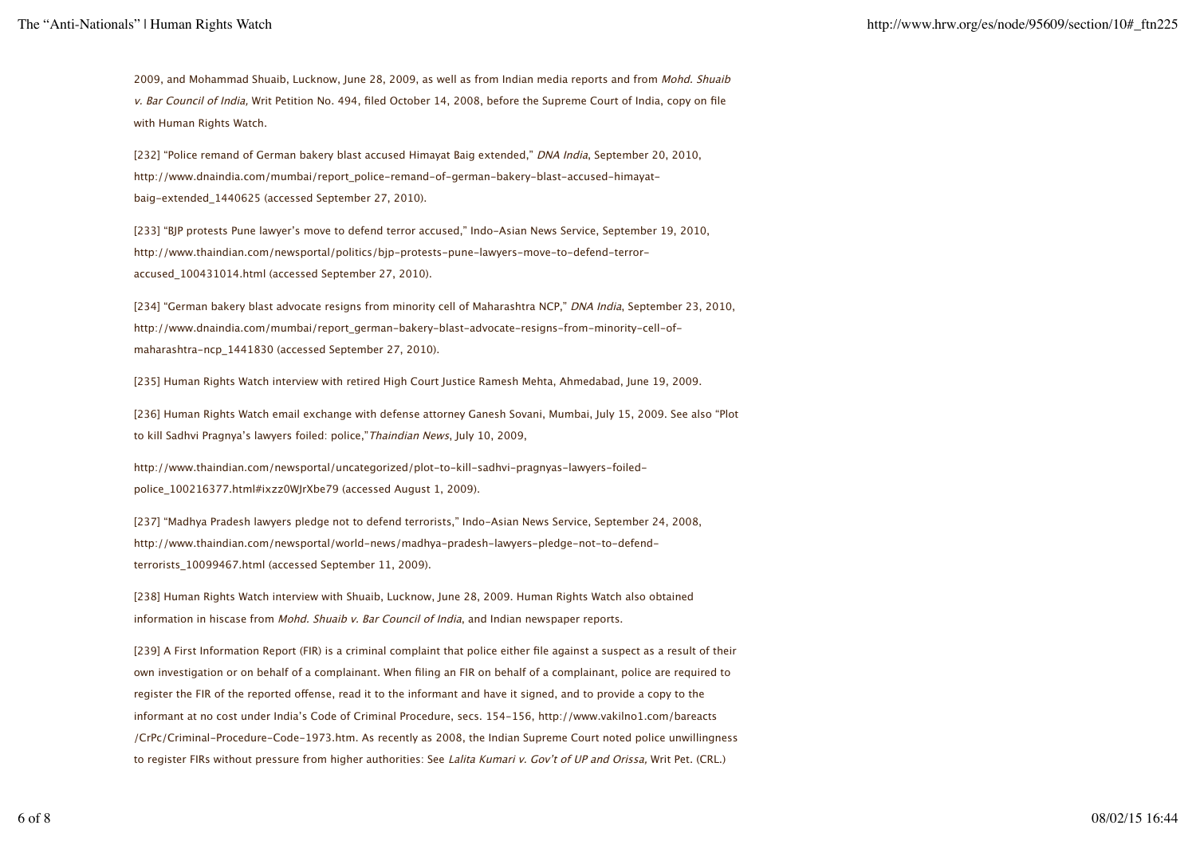2009, and Mohammad Shuaib, Lucknow, June 28, 2009, as well as from Indian media reports and from *Mohd. Shuaib v. Bar Council of India,* Writ Petition No. 494, filed October 14, 2008, before the Supreme Court of India, copy on file with Human Rights Watch.

[232] "Police remand of German bakery blast accused Himayat Baig extended," *DNA India*, September 20, 2010, http://www.dnaindia.com/mumbai/report_police-remand-of-german-bakery-blast-accused-himayat-baig-extended_1440625 (accessed September 27, 2010).

[233] "BJP protests Pune lawyer's move to defend terror accused," Indo-Asian News Service, September 19, 2010, http://www.thaindian.com/newsportal/politics/bjp-protests-pune-lawyers-move-to-defend-terror-accused_100431014.html (accessed September 27, 2010).

[234] "German bakery blast advocate resigns from minority cell of Maharashtra NCP," *DNA India*, September 23, 2010, http://www.dnaindia.com/mumbai/report_german-bakery-blast-advocate-resigns-from-minority-cell-of-maharashtra-ncp_1441830 (accessed September 27, 2010).

[235] Human Rights Watch interview with retired High Court Justice Ramesh Mehta, Ahmedabad, June 19, 2009.

[236] Human Rights Watch email exchange with defense attorney Ganesh Sovani, Mumbai, July 15, 2009. See also "Plot to kill Sadhvi Pragnya's lawyers foiled: police,"*Thaindian News*, July 10, 2009,

http://www.thaindian.com/newsportal/uncategorized/plot-to-kill-sadhvi-pragnyas-lawyers-foiled-police_100216377.html#ixzz0WJrXbe79 (accessed August 1, 2009).

[237] "Madhya Pradesh lawyers pledge not to defend terrorists," Indo-Asian News Service, September 24, 2008, http://www.thaindian.com/newsportal/world-news/madhya-pradesh-lawyers-pledge-not-to-defend-terrorists_10099467.html (accessed September 11, 2009).

[238] Human Rights Watch interview with Shuaib, Lucknow, June 28, 2009. Human Rights Watch also obtained information in hiscase from *Mohd. Shuaib v. Bar Council of India*, and Indian newspaper reports.

[239] A First Information Report (FIR) is a criminal complaint that police either file against a suspect as a result of their own investigation or on behalf of a complainant. When filing an FIR on behalf of a complainant, police are required to register the FIR of the reported offense, read it to the informant and have it signed, and to provide a copy to the informant at no cost under India's Code of Criminal Procedure, secs. 154-156, http://www.vakilno1.com/bareacts/CrPc/Criminal-Procedure-Code-1973.htm. As recently as 2008, the Indian Supreme Court noted police unwillingness to register FIRs without pressure from higher authorities: See *Lalita Kumari v. Gov't of UP and Orissa,* Writ Pet. (CRL.)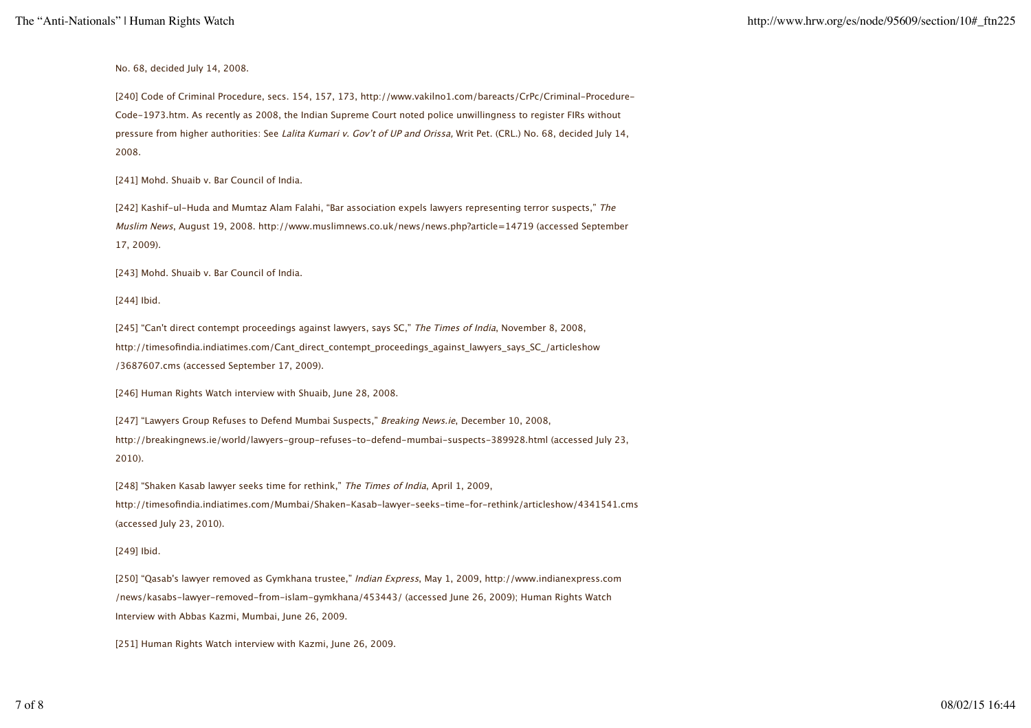No. 68, decided July 14, 2008.

[240] Code of Criminal Procedure, secs. 154, 157, 173, http://www.vakilno1.com/bareacts/CrPc/Criminal-Procedure-Code-1973.htm. As recently as 2008, the Indian Supreme Court noted police unwillingness to register FIRs without pressure from higher authorities: See *Lalita Kumari v. Gov't of UP and Orissa*, Writ Pet. (CRL.) No. 68, decided July 14, 2008.

[241] Mohd. Shuaib v. Bar Council of India.

[242] Kashif-ul-Huda and Mumtaz Alam Falahi, "Bar association expels lawyers representing terror suspects," *The Muslim News*, August 19, 2008. http://www.muslimnews.co.uk/news/news.php?article=14719 (accessed September 17, 2009).

[243] Mohd. Shuaib v. Bar Council of India.

[244] Ibid.

[245] "Can't direct contempt proceedings against lawyers, says SC," *The Times of India*, November 8, 2008, http://timesofindia.indiatimes.com/Cant_direct_contempt_proceedings_against_lawyers_says_SC_/articleshow/3687607.cms (accessed September 17, 2009).

[246] Human Rights Watch interview with Shuaib, June 28, 2008.

[247] "Lawyers Group Refuses to Defend Mumbai Suspects," *Breaking News.ie*, December 10, 2008, http://breakingnews.ie/world/lawyers-group-refuses-to-defend-mumbai-suspects-389928.html (accessed July 23, 2010).

[248] "Shaken Kasab lawyer seeks time for rethink," *The Times of India*, April 1, 2009, http://timesofindia.indiatimes.com/Mumbai/Shaken-Kasab-lawyer-seeks-time-for-rethink/articleshow/4341541.cms (accessed July 23, 2010).

[249] Ibid.

[250] "Qasab's lawyer removed as Gymkhana trustee," *Indian Express*, May 1, 2009, http://www.indianexpress.com/news/kasabs-lawyer-removed-from-islam-gymkhana/453443/ (accessed June 26, 2009); Human Rights Watch Interview with Abbas Kazmi, Mumbai, June 26, 2009.

[251] Human Rights Watch interview with Kazmi, June 26, 2009.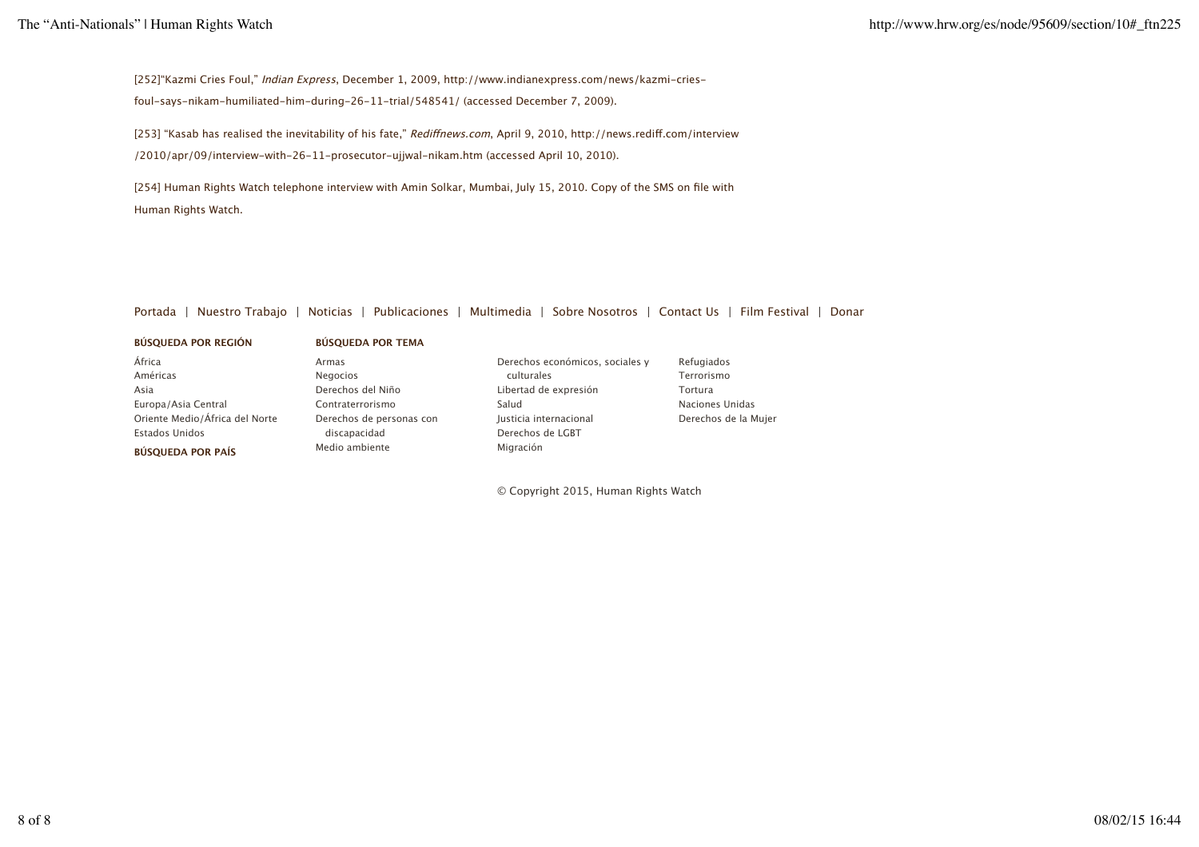[252]"Kazmi Cries Foul," *Indian Express*, December 1, 2009, http://www.indianexpress.com/news/kazmi-cries-foul-says-nikam-humiliated-him-during-26-11-trial/548541/ (accessed December 7, 2009).

[253] "Kasab has realised the inevitability of his fate," *Rediffnews.com*, April 9, 2010, http://news.rediff.com/interview/2010/apr/09/interview-with-26-11-prosecutor-ujjwal-nikam.htm (accessed April 10, 2010).

[254] Human Rights Watch telephone interview with Amin Solkar, Mumbai, July 15, 2010. Copy of the SMS on file with Human Rights Watch.

Portada | Nuestro Trabajo | Noticias | Publicaciones | Multimedia | Sobre Nosotros | Contact Us | Film Festival | Donar

**BÚSQUEDA POR REGIÓN**

África
Américas
Asia
Europa/Asia Central
Oriente Medio/África del Norte
Estados Unidos

**BÚSQUEDA POR PAÍS**

**BÚSQUEDA POR TEMA**

Armas
Negocios
Derechos del Niño
Contraterrorismo
Derechos de personas con discapacidad
Medio ambiente
Derechos económicos, sociales y culturales
Libertad de expresión
Salud
Justicia internacional
Derechos de LGBT
Migración
Refugiados
Terrorismo
Tortura
Naciones Unidas
Derechos de la Mujer

© Copyright 2015, Human Rights Watch